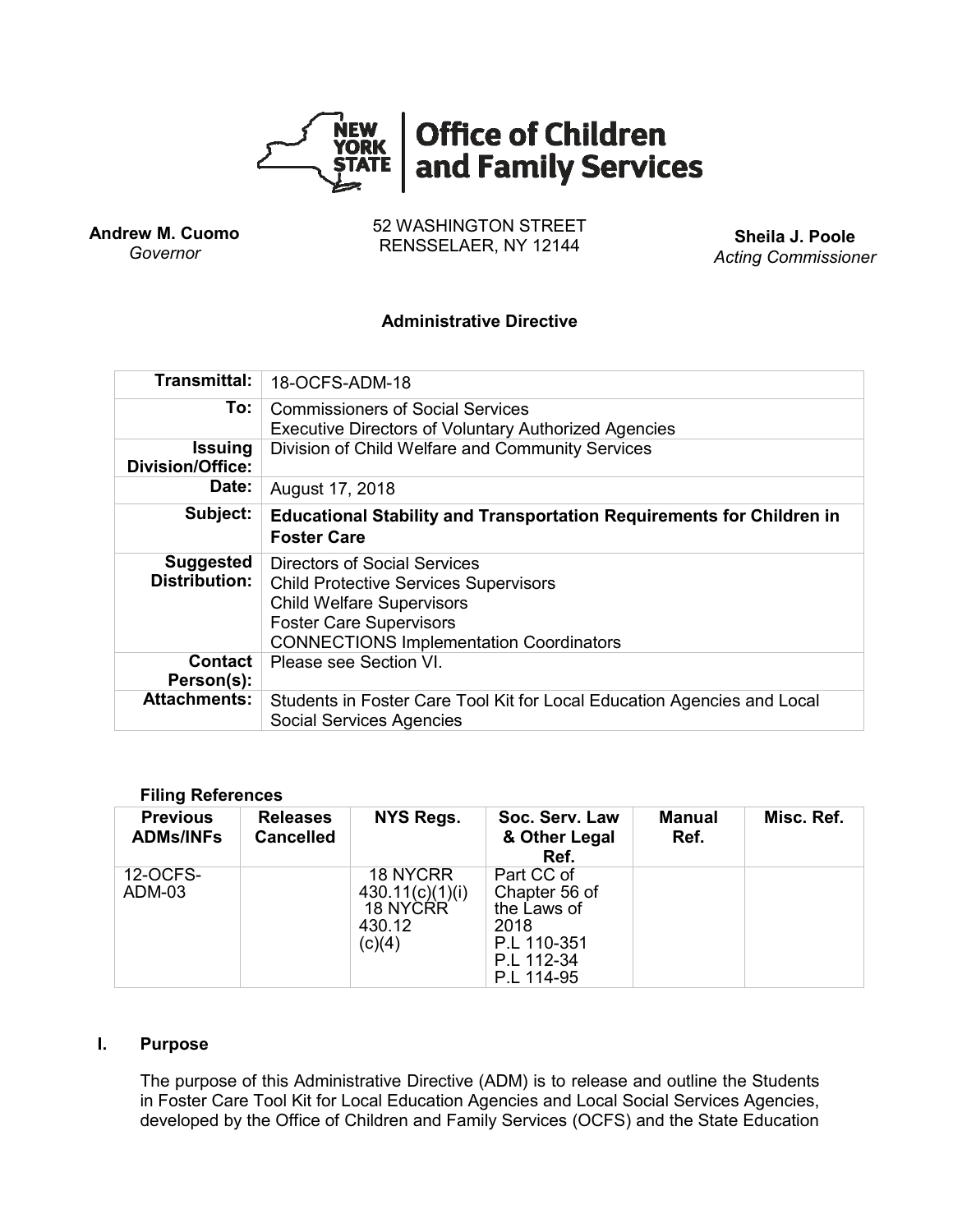**Office of Children and Family Services**

**Andrew M. Cuomo**
*Governor*

52 WASHINGTON STREET
RENSSELAER, NY 12144

**Sheila J. Poole**
*Acting Commissioner*

**Administrative Directive**

| | |
|---|---|
| **Transmittal:** | 18-OCFS-ADM-18 |
| **To:** | Commissioners of Social Services<br>Executive Directors of Voluntary Authorized Agencies |
| **Issuing Division/Office:** | Division of Child Welfare and Community Services |
| **Date:** | August 17, 2018 |
| **Subject:** | **Educational Stability and Transportation Requirements for Children in Foster Care** |
| **Suggested Distribution:** | Directors of Social Services<br>Child Protective Services Supervisors<br>Child Welfare Supervisors<br>Foster Care Supervisors<br>CONNECTIONS Implementation Coordinators |
| **Contact Person(s):** | Please see Section VI. |
| **Attachments:** | Students in Foster Care Tool Kit for Local Education Agencies and Local Social Services Agencies |

**Filing References**

| Previous ADMs/INFs | Releases Cancelled | NYS Regs. | Soc. Serv. Law & Other Legal Ref. | Manual Ref. | Misc. Ref. |
|---|---|---|---|---|---|
| 12-OCFS-ADM-03 | | 18 NYCRR 430.11(c)(1)(i)<br>18 NYCRR 430.12 (c)(4) | Part CC of Chapter 56 of the Laws of 2018<br>P.L 110-351<br>P.L 112-34<br>P.L 114-95 | | |

## I. Purpose

The purpose of this Administrative Directive (ADM) is to release and outline the Students in Foster Care Tool Kit for Local Education Agencies and Local Social Services Agencies, developed by the Office of Children and Family Services (OCFS) and the State Education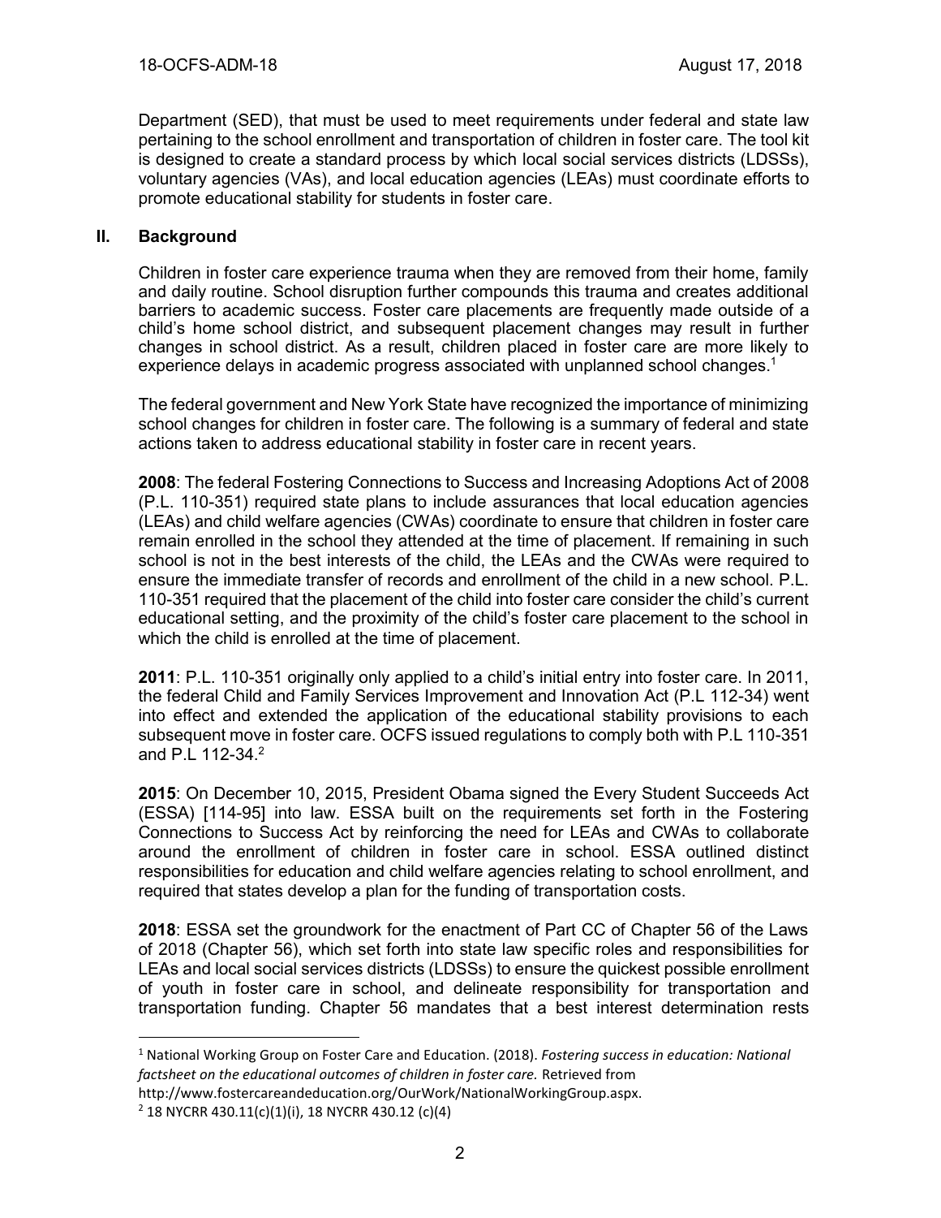Department (SED), that must be used to meet requirements under federal and state law pertaining to the school enrollment and transportation of children in foster care. The tool kit is designed to create a standard process by which local social services districts (LDSSs), voluntary agencies (VAs), and local education agencies (LEAs) must coordinate efforts to promote educational stability for students in foster care.

## II. Background

Children in foster care experience trauma when they are removed from their home, family and daily routine. School disruption further compounds this trauma and creates additional barriers to academic success. Foster care placements are frequently made outside of a child's home school district, and subsequent placement changes may result in further changes in school district. As a result, children placed in foster care are more likely to experience delays in academic progress associated with unplanned school changes.[1]

The federal government and New York State have recognized the importance of minimizing school changes for children in foster care. The following is a summary of federal and state actions taken to address educational stability in foster care in recent years.

**2008**: The federal Fostering Connections to Success and Increasing Adoptions Act of 2008 (P.L. 110-351) required state plans to include assurances that local education agencies (LEAs) and child welfare agencies (CWAs) coordinate to ensure that children in foster care remain enrolled in the school they attended at the time of placement. If remaining in such school is not in the best interests of the child, the LEAs and the CWAs were required to ensure the immediate transfer of records and enrollment of the child in a new school. P.L. 110-351 required that the placement of the child into foster care consider the child's current educational setting, and the proximity of the child's foster care placement to the school in which the child is enrolled at the time of placement.

**2011**: P.L. 110-351 originally only applied to a child's initial entry into foster care. In 2011, the federal Child and Family Services Improvement and Innovation Act (P.L 112-34) went into effect and extended the application of the educational stability provisions to each subsequent move in foster care. OCFS issued regulations to comply both with P.L 110-351 and P.L 112-34.[2]

**2015**: On December 10, 2015, President Obama signed the Every Student Succeeds Act (ESSA) [114-95] into law. ESSA built on the requirements set forth in the Fostering Connections to Success Act by reinforcing the need for LEAs and CWAs to collaborate around the enrollment of children in foster care in school. ESSA outlined distinct responsibilities for education and child welfare agencies relating to school enrollment, and required that states develop a plan for the funding of transportation costs.

**2018**: ESSA set the groundwork for the enactment of Part CC of Chapter 56 of the Laws of 2018 (Chapter 56), which set forth into state law specific roles and responsibilities for LEAs and local social services districts (LDSSs) to ensure the quickest possible enrollment of youth in foster care in school, and delineate responsibility for transportation and transportation funding. Chapter 56 mandates that a best interest determination rests

---

[1] National Working Group on Foster Care and Education. (2018). *Fostering success in education: National factsheet on the educational outcomes of children in foster care.* Retrieved from http://www.fostercareandeducation.org/OurWork/NationalWorkingGroup.aspx.

[2] 18 NYCRR 430.11(c)(1)(i), 18 NYCRR 430.12 (c)(4)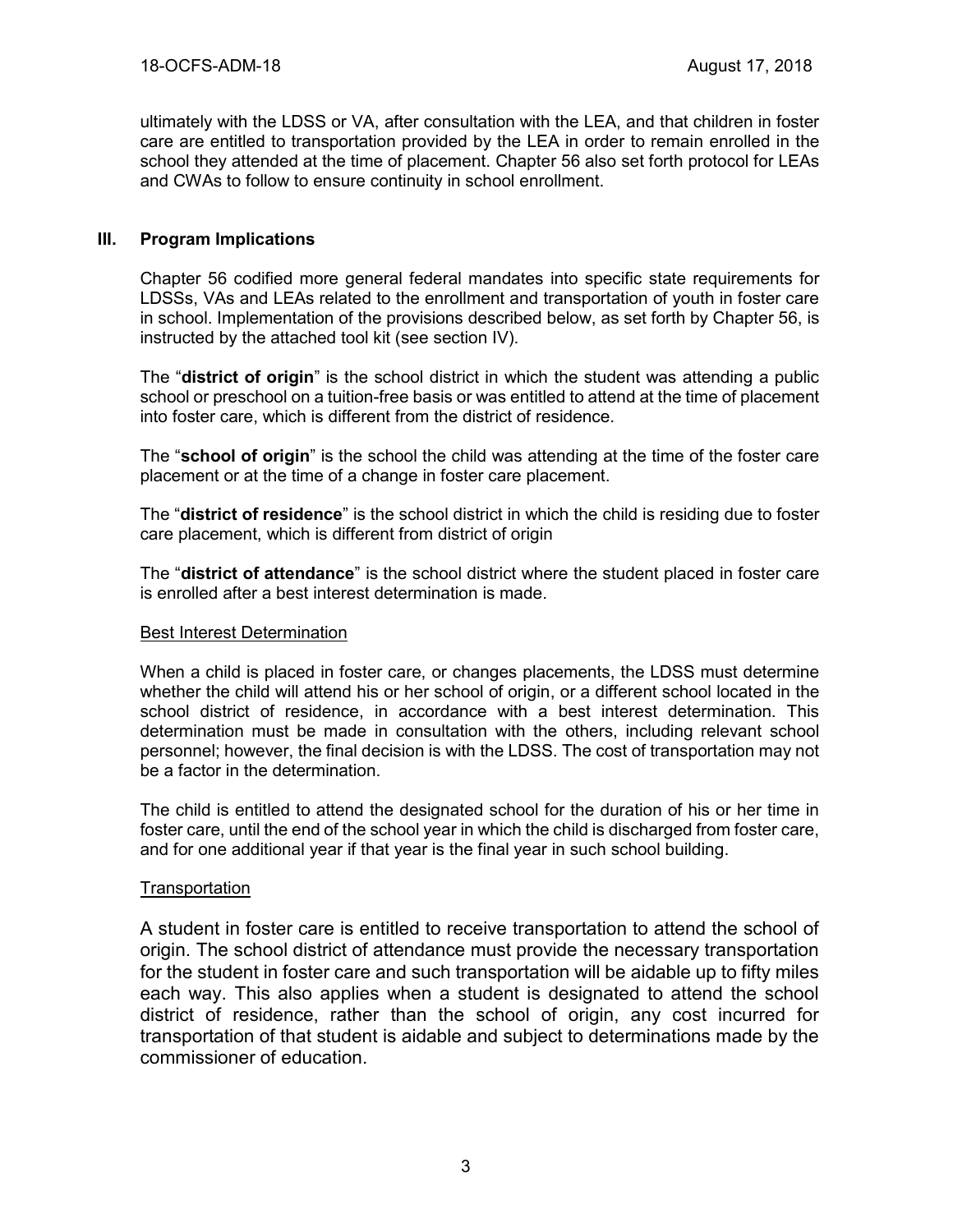ultimately with the LDSS or VA, after consultation with the LEA, and that children in foster care are entitled to transportation provided by the LEA in order to remain enrolled in the school they attended at the time of placement. Chapter 56 also set forth protocol for LEAs and CWAs to follow to ensure continuity in school enrollment.

## III. Program Implications

Chapter 56 codified more general federal mandates into specific state requirements for LDSSs, VAs and LEAs related to the enrollment and transportation of youth in foster care in school. Implementation of the provisions described below, as set forth by Chapter 56, is instructed by the attached tool kit (see section IV).

The "**district of origin**" is the school district in which the student was attending a public school or preschool on a tuition-free basis or was entitled to attend at the time of placement into foster care, which is different from the district of residence.

The "**school of origin**" is the school the child was attending at the time of the foster care placement or at the time of a change in foster care placement.

The "**district of residence**" is the school district in which the child is residing due to foster care placement, which is different from district of origin

The "**district of attendance**" is the school district where the student placed in foster care is enrolled after a best interest determination is made.

<u>Best Interest Determination</u>

When a child is placed in foster care, or changes placements, the LDSS must determine whether the child will attend his or her school of origin, or a different school located in the school district of residence, in accordance with a best interest determination. This determination must be made in consultation with the others, including relevant school personnel; however, the final decision is with the LDSS. The cost of transportation may not be a factor in the determination.

The child is entitled to attend the designated school for the duration of his or her time in foster care, until the end of the school year in which the child is discharged from foster care, and for one additional year if that year is the final year in such school building.

<u>Transportation</u>

A student in foster care is entitled to receive transportation to attend the school of origin. The school district of attendance must provide the necessary transportation for the student in foster care and such transportation will be aidable up to fifty miles each way. This also applies when a student is designated to attend the school district of residence, rather than the school of origin, any cost incurred for transportation of that student is aidable and subject to determinations made by the commissioner of education.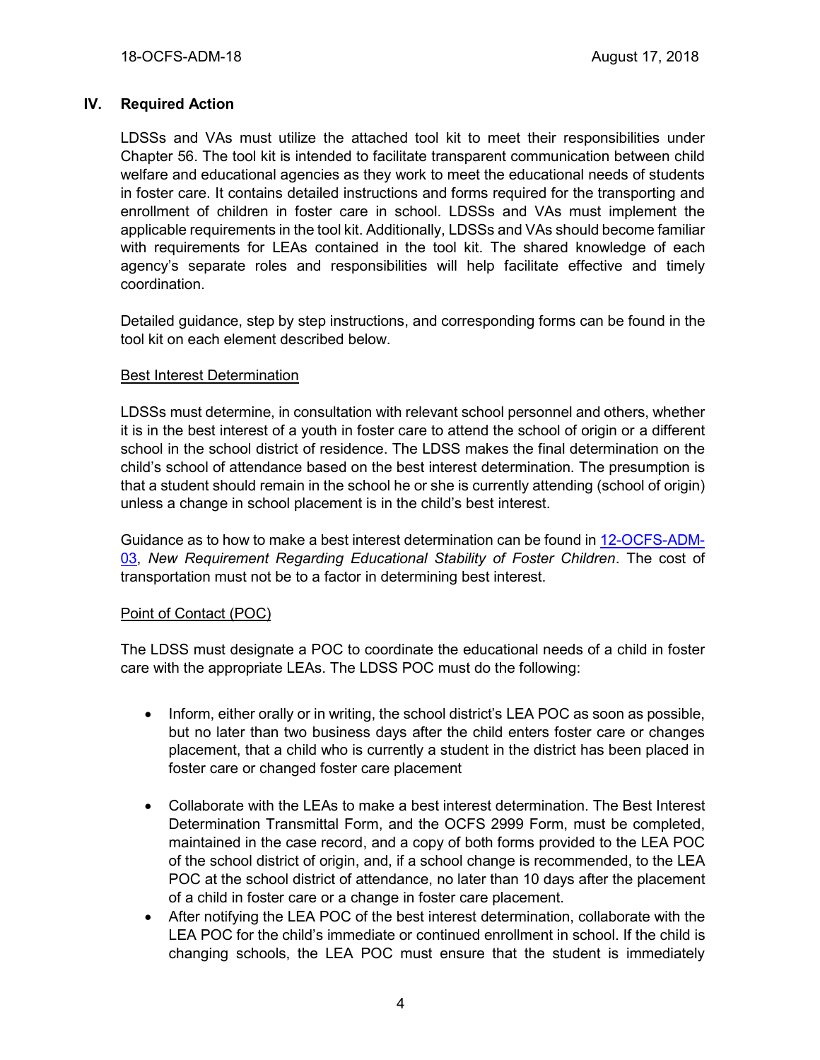## IV. Required Action

LDSSs and VAs must utilize the attached tool kit to meet their responsibilities under Chapter 56. The tool kit is intended to facilitate transparent communication between child welfare and educational agencies as they work to meet the educational needs of students in foster care. It contains detailed instructions and forms required for the transporting and enrollment of children in foster care in school. LDSSs and VAs must implement the applicable requirements in the tool kit. Additionally, LDSSs and VAs should become familiar with requirements for LEAs contained in the tool kit. The shared knowledge of each agency's separate roles and responsibilities will help facilitate effective and timely coordination.

Detailed guidance, step by step instructions, and corresponding forms can be found in the tool kit on each element described below.

Best Interest Determination

LDSSs must determine, in consultation with relevant school personnel and others, whether it is in the best interest of a youth in foster care to attend the school of origin or a different school in the school district of residence. The LDSS makes the final determination on the child's school of attendance based on the best interest determination. The presumption is that a student should remain in the school he or she is currently attending (school of origin) unless a change in school placement is in the child's best interest.

Guidance as to how to make a best interest determination can be found in 12-OCFS-ADM-03, *New Requirement Regarding Educational Stability of Foster Children*. The cost of transportation must not be to a factor in determining best interest.

Point of Contact (POC)

The LDSS must designate a POC to coordinate the educational needs of a child in foster care with the appropriate LEAs. The LDSS POC must do the following:

- Inform, either orally or in writing, the school district's LEA POC as soon as possible, but no later than two business days after the child enters foster care or changes placement, that a child who is currently a student in the district has been placed in foster care or changed foster care placement
- Collaborate with the LEAs to make a best interest determination. The Best Interest Determination Transmittal Form, and the OCFS 2999 Form, must be completed, maintained in the case record, and a copy of both forms provided to the LEA POC of the school district of origin, and, if a school change is recommended, to the LEA POC at the school district of attendance, no later than 10 days after the placement of a child in foster care or a change in foster care placement.
- After notifying the LEA POC of the best interest determination, collaborate with the LEA POC for the child's immediate or continued enrollment in school. If the child is changing schools, the LEA POC must ensure that the student is immediately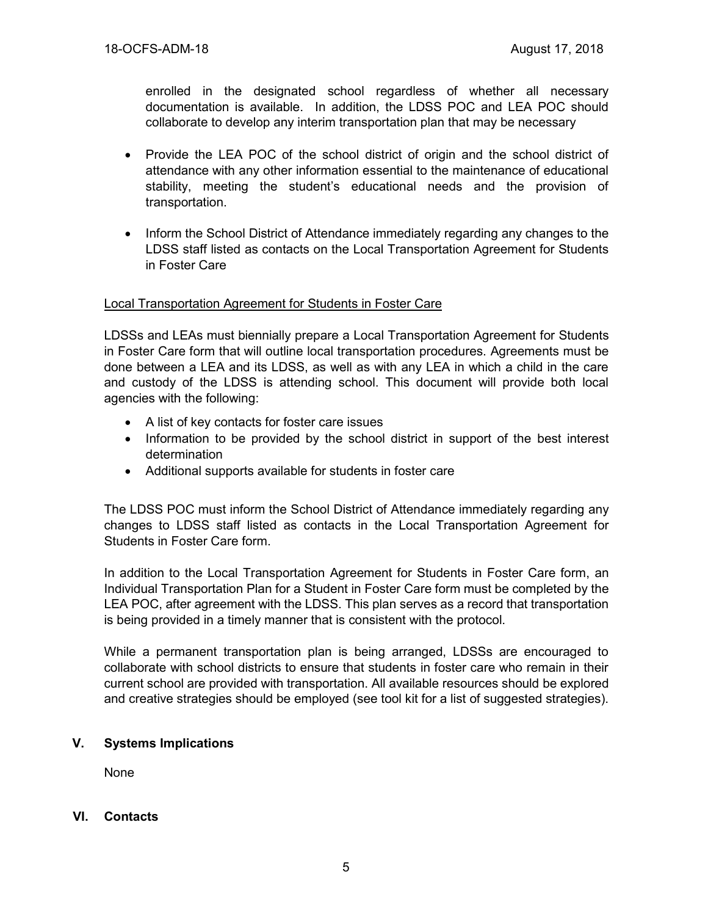enrolled in the designated school regardless of whether all necessary documentation is available. In addition, the LDSS POC and LEA POC should collaborate to develop any interim transportation plan that may be necessary

- Provide the LEA POC of the school district of origin and the school district of attendance with any other information essential to the maintenance of educational stability, meeting the student's educational needs and the provision of transportation.
- Inform the School District of Attendance immediately regarding any changes to the LDSS staff listed as contacts on the Local Transportation Agreement for Students in Foster Care

Local Transportation Agreement for Students in Foster Care

LDSSs and LEAs must biennially prepare a Local Transportation Agreement for Students in Foster Care form that will outline local transportation procedures. Agreements must be done between a LEA and its LDSS, as well as with any LEA in which a child in the care and custody of the LDSS is attending school. This document will provide both local agencies with the following:

- A list of key contacts for foster care issues
- Information to be provided by the school district in support of the best interest determination
- Additional supports available for students in foster care

The LDSS POC must inform the School District of Attendance immediately regarding any changes to LDSS staff listed as contacts in the Local Transportation Agreement for Students in Foster Care form.

In addition to the Local Transportation Agreement for Students in Foster Care form, an Individual Transportation Plan for a Student in Foster Care form must be completed by the LEA POC, after agreement with the LDSS. This plan serves as a record that transportation is being provided in a timely manner that is consistent with the protocol.

While a permanent transportation plan is being arranged, LDSSs are encouraged to collaborate with school districts to ensure that students in foster care who remain in their current school are provided with transportation. All available resources should be explored and creative strategies should be employed (see tool kit for a list of suggested strategies).

## V. Systems Implications

None

## VI. Contacts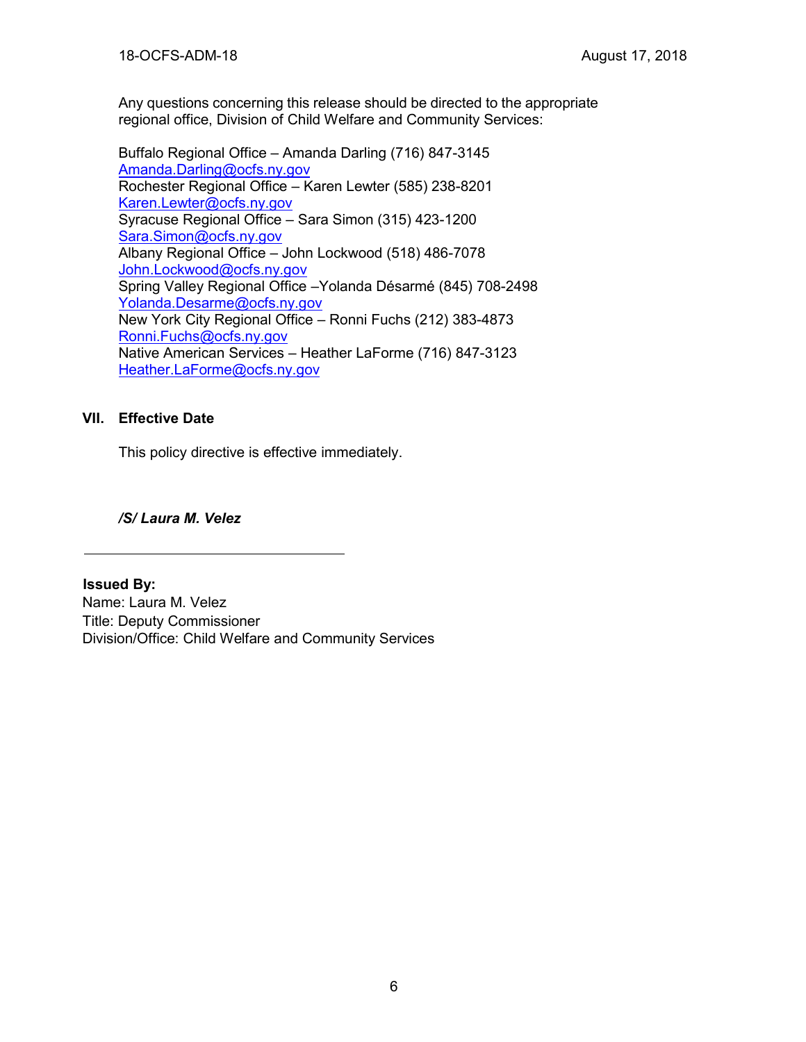Any questions concerning this release should be directed to the appropriate regional office, Division of Child Welfare and Community Services:

Buffalo Regional Office – Amanda Darling (716) 847-3145
Amanda.Darling@ocfs.ny.gov
Rochester Regional Office – Karen Lewter (585) 238-8201
Karen.Lewter@ocfs.ny.gov
Syracuse Regional Office – Sara Simon (315) 423-1200
Sara.Simon@ocfs.ny.gov
Albany Regional Office – John Lockwood (518) 486-7078
John.Lockwood@ocfs.ny.gov
Spring Valley Regional Office –Yolanda Désarmé (845) 708-2498
Yolanda.Desarme@ocfs.ny.gov
New York City Regional Office – Ronni Fuchs (212) 383-4873
Ronni.Fuchs@ocfs.ny.gov
Native American Services – Heather LaForme (716) 847-3123
Heather.LaForme@ocfs.ny.gov

## VII. Effective Date

This policy directive is effective immediately.

***/S/ Laura M. Velez***

---

**Issued By:**
Name: Laura M. Velez
Title: Deputy Commissioner
Division/Office: Child Welfare and Community Services